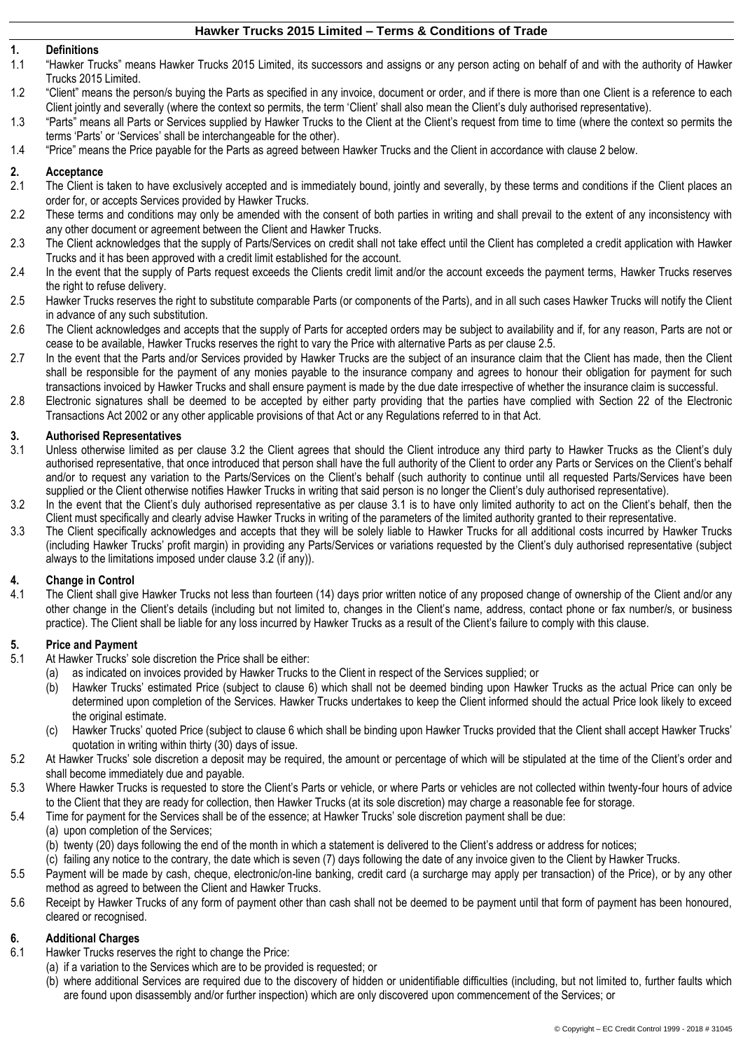# Hawker Trucks 2015 Limited – Terms & Conditions of Trade

## 1. Definitions

1.1 "Hawker Trucks" means Hawker Trucks 2015 Limited, its successors and assigns or any person acting on behalf of and with the authority of Hawker Trucks 2015 Limited.

1.2 "Client" means the person/s buying the Parts as specified in any invoice, document or order, and if there is more than one Client is a reference to each Client jointly and severally (where the context so permits, the term 'Client' shall also mean the Client's duly authorised representative).

1.3 "Parts" means all Parts or Services supplied by Hawker Trucks to the Client at the Client's request from time to time (where the context so permits the terms 'Parts' or 'Services' shall be interchangeable for the other).

1.4 "Price" means the Price payable for the Parts as agreed between Hawker Trucks and the Client in accordance with clause 2 below.

## 2. Acceptance

2.1 The Client is taken to have exclusively accepted and is immediately bound, jointly and severally, by these terms and conditions if the Client places an order for, or accepts Services provided by Hawker Trucks.

2.2 These terms and conditions may only be amended with the consent of both parties in writing and shall prevail to the extent of any inconsistency with any other document or agreement between the Client and Hawker Trucks.

2.3 The Client acknowledges that the supply of Parts/Services on credit shall not take effect until the Client has completed a credit application with Hawker Trucks and it has been approved with a credit limit established for the account.

2.4 In the event that the supply of Parts request exceeds the Clients credit limit and/or the account exceeds the payment terms, Hawker Trucks reserves the right to refuse delivery.

2.5 Hawker Trucks reserves the right to substitute comparable Parts (or components of the Parts), and in all such cases Hawker Trucks will notify the Client in advance of any such substitution.

2.6 The Client acknowledges and accepts that the supply of Parts for accepted orders may be subject to availability and if, for any reason, Parts are not or cease to be available, Hawker Trucks reserves the right to vary the Price with alternative Parts as per clause 2.5.

2.7 In the event that the Parts and/or Services provided by Hawker Trucks are the subject of an insurance claim that the Client has made, then the Client shall be responsible for the payment of any monies payable to the insurance company and agrees to honour their obligation for payment for such transactions invoiced by Hawker Trucks and shall ensure payment is made by the due date irrespective of whether the insurance claim is successful.

2.8 Electronic signatures shall be deemed to be accepted by either party providing that the parties have complied with Section 22 of the Electronic Transactions Act 2002 or any other applicable provisions of that Act or any Regulations referred to in that Act.

## 3. Authorised Representatives

3.1 Unless otherwise limited as per clause 3.2 the Client agrees that should the Client introduce any third party to Hawker Trucks as the Client's duly authorised representative, that once introduced that person shall have the full authority of the Client to order any Parts or Services on the Client's behalf and/or to request any variation to the Parts/Services on the Client's behalf (such authority to continue until all requested Parts/Services have been supplied or the Client otherwise notifies Hawker Trucks in writing that said person is no longer the Client's duly authorised representative).

3.2 In the event that the Client's duly authorised representative as per clause 3.1 is to have only limited authority to act on the Client's behalf, then the Client must specifically and clearly advise Hawker Trucks in writing of the parameters of the limited authority granted to their representative.

3.3 The Client specifically acknowledges and accepts that they will be solely liable to Hawker Trucks for all additional costs incurred by Hawker Trucks (including Hawker Trucks' profit margin) in providing any Parts/Services or variations requested by the Client's duly authorised representative (subject always to the limitations imposed under clause 3.2 (if any)).

## 4. Change in Control

4.1 The Client shall give Hawker Trucks not less than fourteen (14) days prior written notice of any proposed change of ownership of the Client and/or any other change in the Client's details (including but not limited to, changes in the Client's name, address, contact phone or fax number/s, or business practice). The Client shall be liable for any loss incurred by Hawker Trucks as a result of the Client's failure to comply with this clause.

## 5. Price and Payment

5.1 At Hawker Trucks' sole discretion the Price shall be either:

(a) as indicated on invoices provided by Hawker Trucks to the Client in respect of the Services supplied; or

(b) Hawker Trucks' estimated Price (subject to clause 6) which shall not be deemed binding upon Hawker Trucks as the actual Price can only be determined upon completion of the Services. Hawker Trucks undertakes to keep the Client informed should the actual Price look likely to exceed the original estimate.

(c) Hawker Trucks' quoted Price (subject to clause 6 which shall be binding upon Hawker Trucks provided that the Client shall accept Hawker Trucks' quotation in writing within thirty (30) days of issue.

5.2 At Hawker Trucks' sole discretion a deposit may be required, the amount or percentage of which will be stipulated at the time of the Client's order and shall become immediately due and payable.

5.3 Where Hawker Trucks is requested to store the Client's Parts or vehicle, or where Parts or vehicles are not collected within twenty-four hours of advice to the Client that they are ready for collection, then Hawker Trucks (at its sole discretion) may charge a reasonable fee for storage.

5.4 Time for payment for the Services shall be of the essence; at Hawker Trucks' sole discretion payment shall be due:

(a) upon completion of the Services;

(b) twenty (20) days following the end of the month in which a statement is delivered to the Client's address or address for notices;

(c) failing any notice to the contrary, the date which is seven (7) days following the date of any invoice given to the Client by Hawker Trucks.

5.5 Payment will be made by cash, cheque, electronic/on-line banking, credit card (a surcharge may apply per transaction) of the Price), or by any other method as agreed to between the Client and Hawker Trucks.

5.6 Receipt by Hawker Trucks of any form of payment other than cash shall not be deemed to be payment until that form of payment has been honoured, cleared or recognised.

## 6. Additional Charges

6.1 Hawker Trucks reserves the right to change the Price:

(a) if a variation to the Services which are to be provided is requested; or

(b) where additional Services are required due to the discovery of hidden or unidentifiable difficulties (including, but not limited to, further faults which are found upon disassembly and/or further inspection) which are only discovered upon commencement of the Services; or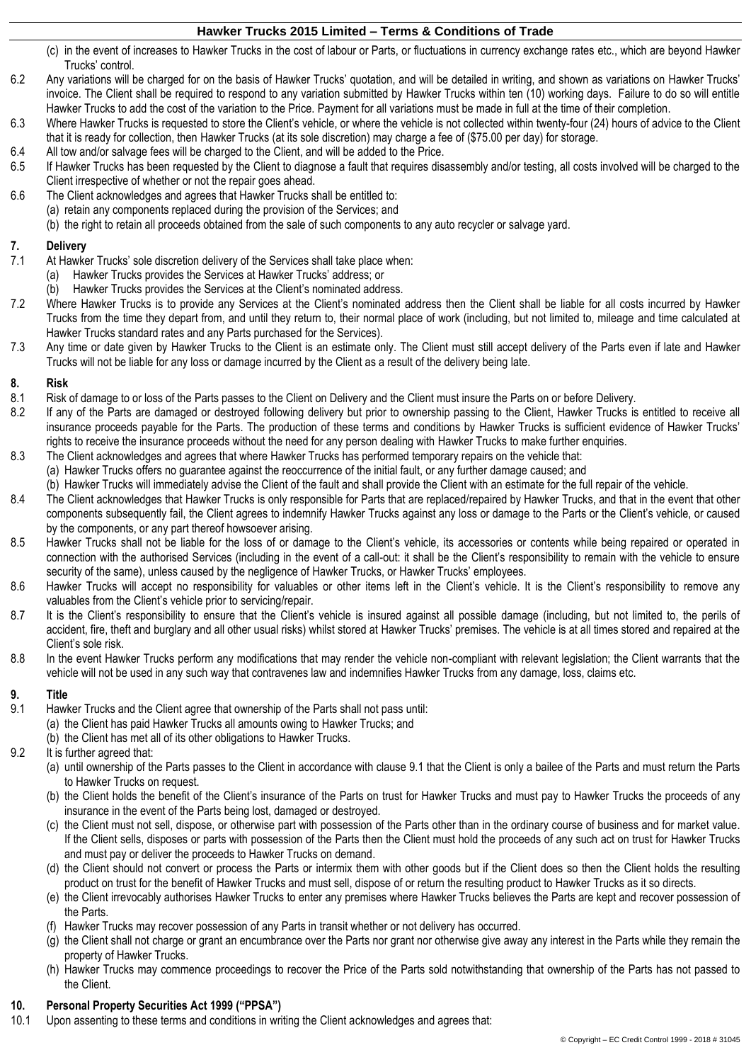(c) in the event of increases to Hawker Trucks in the cost of labour or Parts, or fluctuations in currency exchange rates etc., which are beyond Hawker Trucks' control.

6.2 Any variations will be charged for on the basis of Hawker Trucks' quotation, and will be detailed in writing, and shown as variations on Hawker Trucks' invoice. The Client shall be required to respond to any variation submitted by Hawker Trucks within ten (10) working days. Failure to do so will entitle Hawker Trucks to add the cost of the variation to the Price. Payment for all variations must be made in full at the time of their completion.

6.3 Where Hawker Trucks is requested to store the Client's vehicle, or where the vehicle is not collected within twenty-four (24) hours of advice to the Client that it is ready for collection, then Hawker Trucks (at its sole discretion) may charge a fee of ($75.00 per day) for storage.

6.4 All tow and/or salvage fees will be charged to the Client, and will be added to the Price.

6.5 If Hawker Trucks has been requested by the Client to diagnose a fault that requires disassembly and/or testing, all costs involved will be charged to the Client irrespective of whether or not the repair goes ahead.

6.6 The Client acknowledges and agrees that Hawker Trucks shall be entitled to:
(a) retain any components replaced during the provision of the Services; and
(b) the right to retain all proceeds obtained from the sale of such components to any auto recycler or salvage yard.

## 7. Delivery

7.1 At Hawker Trucks' sole discretion delivery of the Services shall take place when:
(a) Hawker Trucks provides the Services at Hawker Trucks' address; or
(b) Hawker Trucks provides the Services at the Client's nominated address.

7.2 Where Hawker Trucks is to provide any Services at the Client's nominated address then the Client shall be liable for all costs incurred by Hawker Trucks from the time they depart from, and until they return to, their normal place of work (including, but not limited to, mileage and time calculated at Hawker Trucks standard rates and any Parts purchased for the Services).

7.3 Any time or date given by Hawker Trucks to the Client is an estimate only. The Client must still accept delivery of the Parts even if late and Hawker Trucks will not be liable for any loss or damage incurred by the Client as a result of the delivery being late.

## 8. Risk

8.1 Risk of damage to or loss of the Parts passes to the Client on Delivery and the Client must insure the Parts on or before Delivery.

8.2 If any of the Parts are damaged or destroyed following delivery but prior to ownership passing to the Client, Hawker Trucks is entitled to receive all insurance proceeds payable for the Parts. The production of these terms and conditions by Hawker Trucks is sufficient evidence of Hawker Trucks' rights to receive the insurance proceeds without the need for any person dealing with Hawker Trucks to make further enquiries.

8.3 The Client acknowledges and agrees that where Hawker Trucks has performed temporary repairs on the vehicle that:
(a) Hawker Trucks offers no guarantee against the reoccurrence of the initial fault, or any further damage caused; and
(b) Hawker Trucks will immediately advise the Client of the fault and shall provide the Client with an estimate for the full repair of the vehicle.

8.4 The Client acknowledges that Hawker Trucks is only responsible for Parts that are replaced/repaired by Hawker Trucks, and that in the event that other components subsequently fail, the Client agrees to indemnify Hawker Trucks against any loss or damage to the Parts or the Client's vehicle, or caused by the components, or any part thereof howsoever arising.

8.5 Hawker Trucks shall not be liable for the loss of or damage to the Client's vehicle, its accessories or contents while being repaired or operated in connection with the authorised Services (including in the event of a call-out: it shall be the Client's responsibility to remain with the vehicle to ensure security of the same), unless caused by the negligence of Hawker Trucks, or Hawker Trucks' employees.

8.6 Hawker Trucks will accept no responsibility for valuables or other items left in the Client's vehicle. It is the Client's responsibility to remove any valuables from the Client's vehicle prior to servicing/repair.

8.7 It is the Client's responsibility to ensure that the Client's vehicle is insured against all possible damage (including, but not limited to, the perils of accident, fire, theft and burglary and all other usual risks) whilst stored at Hawker Trucks' premises. The vehicle is at all times stored and repaired at the Client's sole risk.

8.8 In the event Hawker Trucks perform any modifications that may render the vehicle non-compliant with relevant legislation; the Client warrants that the vehicle will not be used in any such way that contravenes law and indemnifies Hawker Trucks from any damage, loss, claims etc.

## 9. Title

9.1 Hawker Trucks and the Client agree that ownership of the Parts shall not pass until:
(a) the Client has paid Hawker Trucks all amounts owing to Hawker Trucks; and
(b) the Client has met all of its other obligations to Hawker Trucks.

9.2 It is further agreed that:
(a) until ownership of the Parts passes to the Client in accordance with clause 9.1 that the Client is only a bailee of the Parts and must return the Parts to Hawker Trucks on request.
(b) the Client holds the benefit of the Client's insurance of the Parts on trust for Hawker Trucks and must pay to Hawker Trucks the proceeds of any insurance in the event of the Parts being lost, damaged or destroyed.
(c) the Client must not sell, dispose, or otherwise part with possession of the Parts other than in the ordinary course of business and for market value. If the Client sells, disposes or parts with possession of the Parts then the Client must hold the proceeds of any such act on trust for Hawker Trucks and must pay or deliver the proceeds to Hawker Trucks on demand.
(d) the Client should not convert or process the Parts or intermix them with other goods but if the Client does so then the Client holds the resulting product on trust for the benefit of Hawker Trucks and must sell, dispose of or return the resulting product to Hawker Trucks as it so directs.
(e) the Client irrevocably authorises Hawker Trucks to enter any premises where Hawker Trucks believes the Parts are kept and recover possession of the Parts.
(f) Hawker Trucks may recover possession of any Parts in transit whether or not delivery has occurred.
(g) the Client shall not charge or grant an encumbrance over the Parts nor grant nor otherwise give away any interest in the Parts while they remain the property of Hawker Trucks.
(h) Hawker Trucks may commence proceedings to recover the Price of the Parts sold notwithstanding that ownership of the Parts has not passed to the Client.

## 10. Personal Property Securities Act 1999 ("PPSA")

10.1 Upon assenting to these terms and conditions in writing the Client acknowledges and agrees that: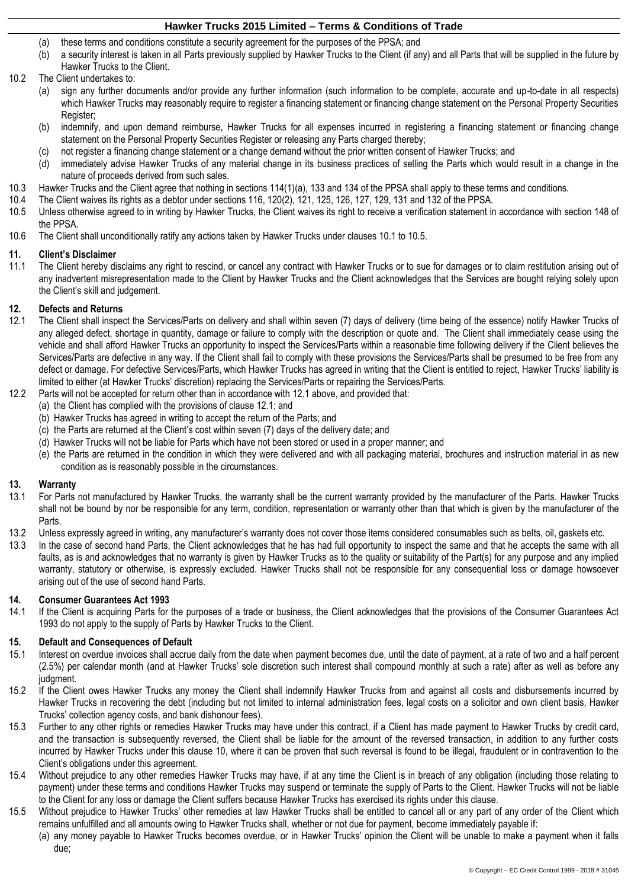(a) these terms and conditions constitute a security agreement for the purposes of the PPSA; and

(b) a security interest is taken in all Parts previously supplied by Hawker Trucks to the Client (if any) and all Parts that will be supplied in the future by Hawker Trucks to the Client.

10.2 The Client undertakes to:

(a) sign any further documents and/or provide any further information (such information to be complete, accurate and up-to-date in all respects) which Hawker Trucks may reasonably require to register a financing statement or financing change statement on the Personal Property Securities Register;

(b) indemnify, and upon demand reimburse, Hawker Trucks for all expenses incurred in registering a financing statement or financing change statement on the Personal Property Securities Register or releasing any Parts charged thereby;

(c) not register a financing change statement or a change demand without the prior written consent of Hawker Trucks; and

(d) immediately advise Hawker Trucks of any material change in its business practices of selling the Parts which would result in a change in the nature of proceeds derived from such sales.

10.3 Hawker Trucks and the Client agree that nothing in sections 114(1)(a), 133 and 134 of the PPSA shall apply to these terms and conditions.

10.4 The Client waives its rights as a debtor under sections 116, 120(2), 121, 125, 126, 127, 129, 131 and 132 of the PPSA.

10.5 Unless otherwise agreed to in writing by Hawker Trucks, the Client waives its right to receive a verification statement in accordance with section 148 of the PPSA.

10.6 The Client shall unconditionally ratify any actions taken by Hawker Trucks under clauses 10.1 to 10.5.

## 11. Client's Disclaimer

11.1 The Client hereby disclaims any right to rescind, or cancel any contract with Hawker Trucks or to sue for damages or to claim restitution arising out of any inadvertent misrepresentation made to the Client by Hawker Trucks and the Client acknowledges that the Services are bought relying solely upon the Client's skill and judgement.

## 12. Defects and Returns

12.1 The Client shall inspect the Services/Parts on delivery and shall within seven (7) days of delivery (time being of the essence) notify Hawker Trucks of any alleged defect, shortage in quantity, damage or failure to comply with the description or quote and. The Client shall immediately cease using the vehicle and shall afford Hawker Trucks an opportunity to inspect the Services/Parts within a reasonable time following delivery if the Client believes the Services/Parts are defective in any way. If the Client shall fail to comply with these provisions the Services/Parts shall be presumed to be free from any defect or damage. For defective Services/Parts, which Hawker Trucks has agreed in writing that the Client is entitled to reject, Hawker Trucks' liability is limited to either (at Hawker Trucks' discretion) replacing the Services/Parts or repairing the Services/Parts.

12.2 Parts will not be accepted for return other than in accordance with 12.1 above, and provided that:

(a) the Client has complied with the provisions of clause 12.1; and

(b) Hawker Trucks has agreed in writing to accept the return of the Parts; and

(c) the Parts are returned at the Client's cost within seven (7) days of the delivery date; and

(d) Hawker Trucks will not be liable for Parts which have not been stored or used in a proper manner; and

(e) the Parts are returned in the condition in which they were delivered and with all packaging material, brochures and instruction material in as new condition as is reasonably possible in the circumstances.

## 13. Warranty

13.1 For Parts not manufactured by Hawker Trucks, the warranty shall be the current warranty provided by the manufacturer of the Parts. Hawker Trucks shall not be bound by nor be responsible for any term, condition, representation or warranty other than that which is given by the manufacturer of the Parts.

13.2 Unless expressly agreed in writing, any manufacturer's warranty does not cover those items considered consumables such as belts, oil, gaskets etc.

13.3 In the case of second hand Parts, the Client acknowledges that he has had full opportunity to inspect the same and that he accepts the same with all faults, as is and acknowledges that no warranty is given by Hawker Trucks as to the quality or suitability of the Part(s) for any purpose and any implied warranty, statutory or otherwise, is expressly excluded. Hawker Trucks shall not be responsible for any consequential loss or damage howsoever arising out of the use of second hand Parts.

## 14. Consumer Guarantees Act 1993

14.1 If the Client is acquiring Parts for the purposes of a trade or business, the Client acknowledges that the provisions of the Consumer Guarantees Act 1993 do not apply to the supply of Parts by Hawker Trucks to the Client.

## 15. Default and Consequences of Default

15.1 Interest on overdue invoices shall accrue daily from the date when payment becomes due, until the date of payment, at a rate of two and a half percent (2.5%) per calendar month (and at Hawker Trucks' sole discretion such interest shall compound monthly at such a rate) after as well as before any judgment.

15.2 If the Client owes Hawker Trucks any money the Client shall indemnify Hawker Trucks from and against all costs and disbursements incurred by Hawker Trucks in recovering the debt (including but not limited to internal administration fees, legal costs on a solicitor and own client basis, Hawker Trucks' collection agency costs, and bank dishonour fees).

15.3 Further to any other rights or remedies Hawker Trucks may have under this contract, if a Client has made payment to Hawker Trucks by credit card, and the transaction is subsequently reversed, the Client shall be liable for the amount of the reversed transaction, in addition to any further costs incurred by Hawker Trucks under this clause 10, where it can be proven that such reversal is found to be illegal, fraudulent or in contravention to the Client's obligations under this agreement.

15.4 Without prejudice to any other remedies Hawker Trucks may have, if at any time the Client is in breach of any obligation (including those relating to payment) under these terms and conditions Hawker Trucks may suspend or terminate the supply of Parts to the Client. Hawker Trucks will not be liable to the Client for any loss or damage the Client suffers because Hawker Trucks has exercised its rights under this clause.

15.5 Without prejudice to Hawker Trucks' other remedies at law Hawker Trucks shall be entitled to cancel all or any part of any order of the Client which remains unfulfilled and all amounts owing to Hawker Trucks shall, whether or not due for payment, become immediately payable if:

(a) any money payable to Hawker Trucks becomes overdue, or in Hawker Trucks' opinion the Client will be unable to make a payment when it falls due;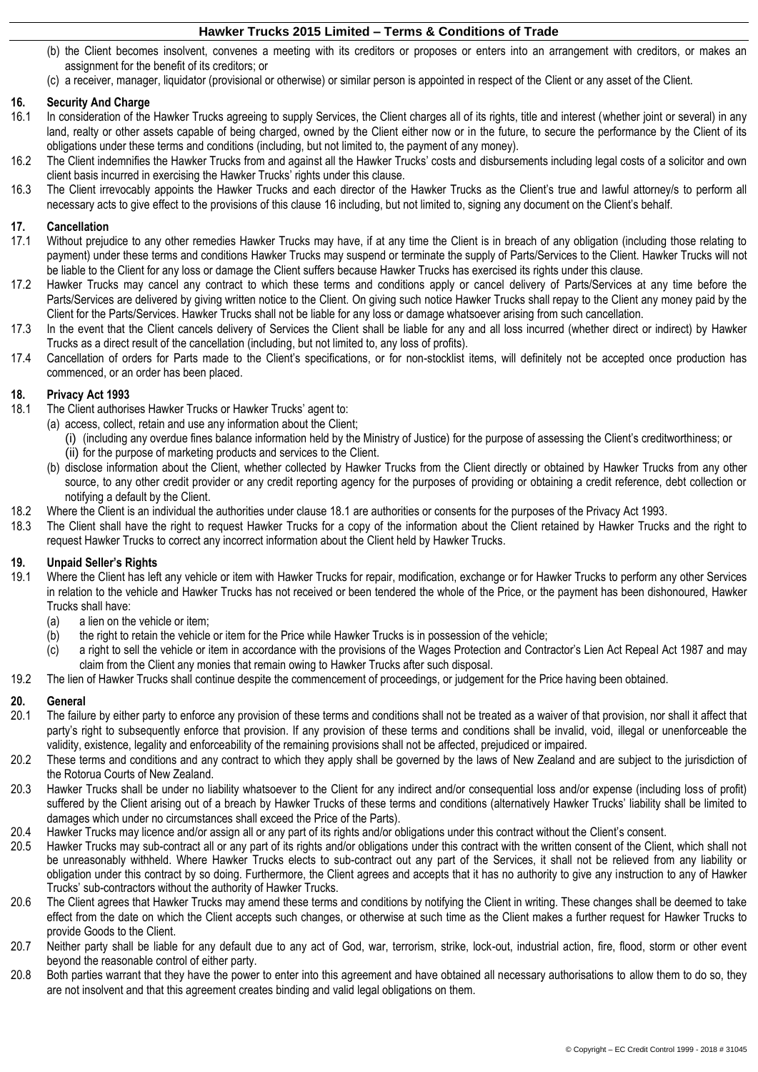(b) the Client becomes insolvent, convenes a meeting with its creditors or proposes or enters into an arrangement with creditors, or makes an assignment for the benefit of its creditors; or

(c) a receiver, manager, liquidator (provisional or otherwise) or similar person is appointed in respect of the Client or any asset of the Client.

## 16. Security And Charge

16.1 In consideration of the Hawker Trucks agreeing to supply Services, the Client charges all of its rights, title and interest (whether joint or several) in any land, realty or other assets capable of being charged, owned by the Client either now or in the future, to secure the performance by the Client of its obligations under these terms and conditions (including, but not limited to, the payment of any money).

16.2 The Client indemnifies the Hawker Trucks from and against all the Hawker Trucks' costs and disbursements including legal costs of a solicitor and own client basis incurred in exercising the Hawker Trucks' rights under this clause.

16.3 The Client irrevocably appoints the Hawker Trucks and each director of the Hawker Trucks as the Client's true and lawful attorney/s to perform all necessary acts to give effect to the provisions of this clause 16 including, but not limited to, signing any document on the Client's behalf.

## 17. Cancellation

17.1 Without prejudice to any other remedies Hawker Trucks may have, if at any time the Client is in breach of any obligation (including those relating to payment) under these terms and conditions Hawker Trucks may suspend or terminate the supply of Parts/Services to the Client. Hawker Trucks will not be liable to the Client for any loss or damage the Client suffers because Hawker Trucks has exercised its rights under this clause.

17.2 Hawker Trucks may cancel any contract to which these terms and conditions apply or cancel delivery of Parts/Services at any time before the Parts/Services are delivered by giving written notice to the Client. On giving such notice Hawker Trucks shall repay to the Client any money paid by the Client for the Parts/Services. Hawker Trucks shall not be liable for any loss or damage whatsoever arising from such cancellation.

17.3 In the event that the Client cancels delivery of Services the Client shall be liable for any and all loss incurred (whether direct or indirect) by Hawker Trucks as a direct result of the cancellation (including, but not limited to, any loss of profits).

17.4 Cancellation of orders for Parts made to the Client's specifications, or for non-stocklist items, will definitely not be accepted once production has commenced, or an order has been placed.

## 18. Privacy Act 1993

18.1 The Client authorises Hawker Trucks or Hawker Trucks' agent to:

(a) access, collect, retain and use any information about the Client;

(i) (including any overdue fines balance information held by the Ministry of Justice) for the purpose of assessing the Client's creditworthiness; or

(ii) for the purpose of marketing products and services to the Client.

(b) disclose information about the Client, whether collected by Hawker Trucks from the Client directly or obtained by Hawker Trucks from any other source, to any other credit provider or any credit reporting agency for the purposes of providing or obtaining a credit reference, debt collection or notifying a default by the Client.

18.2 Where the Client is an individual the authorities under clause 18.1 are authorities or consents for the purposes of the Privacy Act 1993.

18.3 The Client shall have the right to request Hawker Trucks for a copy of the information about the Client retained by Hawker Trucks and the right to request Hawker Trucks to correct any incorrect information about the Client held by Hawker Trucks.

## 19. Unpaid Seller's Rights

19.1 Where the Client has left any vehicle or item with Hawker Trucks for repair, modification, exchange or for Hawker Trucks to perform any other Services in relation to the vehicle and Hawker Trucks has not received or been tendered the whole of the Price, or the payment has been dishonoured, Hawker Trucks shall have:

(a) a lien on the vehicle or item;

(b) the right to retain the vehicle or item for the Price while Hawker Trucks is in possession of the vehicle;

(c) a right to sell the vehicle or item in accordance with the provisions of the Wages Protection and Contractor's Lien Act Repeal Act 1987 and may claim from the Client any monies that remain owing to Hawker Trucks after such disposal.

19.2 The lien of Hawker Trucks shall continue despite the commencement of proceedings, or judgement for the Price having been obtained.

## 20. General

20.1 The failure by either party to enforce any provision of these terms and conditions shall not be treated as a waiver of that provision, nor shall it affect that party's right to subsequently enforce that provision. If any provision of these terms and conditions shall be invalid, void, illegal or unenforceable the validity, existence, legality and enforceability of the remaining provisions shall not be affected, prejudiced or impaired.

20.2 These terms and conditions and any contract to which they apply shall be governed by the laws of New Zealand and are subject to the jurisdiction of the Rotorua Courts of New Zealand.

20.3 Hawker Trucks shall be under no liability whatsoever to the Client for any indirect and/or consequential loss and/or expense (including loss of profit) suffered by the Client arising out of a breach by Hawker Trucks of these terms and conditions (alternatively Hawker Trucks' liability shall be limited to damages which under no circumstances shall exceed the Price of the Parts).

20.4 Hawker Trucks may licence and/or assign all or any part of its rights and/or obligations under this contract without the Client's consent.

20.5 Hawker Trucks may sub-contract all or any part of its rights and/or obligations under this contract with the written consent of the Client, which shall not be unreasonably withheld. Where Hawker Trucks elects to sub-contract out any part of the Services, it shall not be relieved from any liability or obligation under this contract by so doing. Furthermore, the Client agrees and accepts that it has no authority to give any instruction to any of Hawker Trucks' sub-contractors without the authority of Hawker Trucks.

20.6 The Client agrees that Hawker Trucks may amend these terms and conditions by notifying the Client in writing. These changes shall be deemed to take effect from the date on which the Client accepts such changes, or otherwise at such time as the Client makes a further request for Hawker Trucks to provide Goods to the Client.

20.7 Neither party shall be liable for any default due to any act of God, war, terrorism, strike, lock-out, industrial action, fire, flood, storm or other event beyond the reasonable control of either party.

20.8 Both parties warrant that they have the power to enter into this agreement and have obtained all necessary authorisations to allow them to do so, they are not insolvent and that this agreement creates binding and valid legal obligations on them.

© Copyright – EC Credit Control 1999 - 2018 # 31045